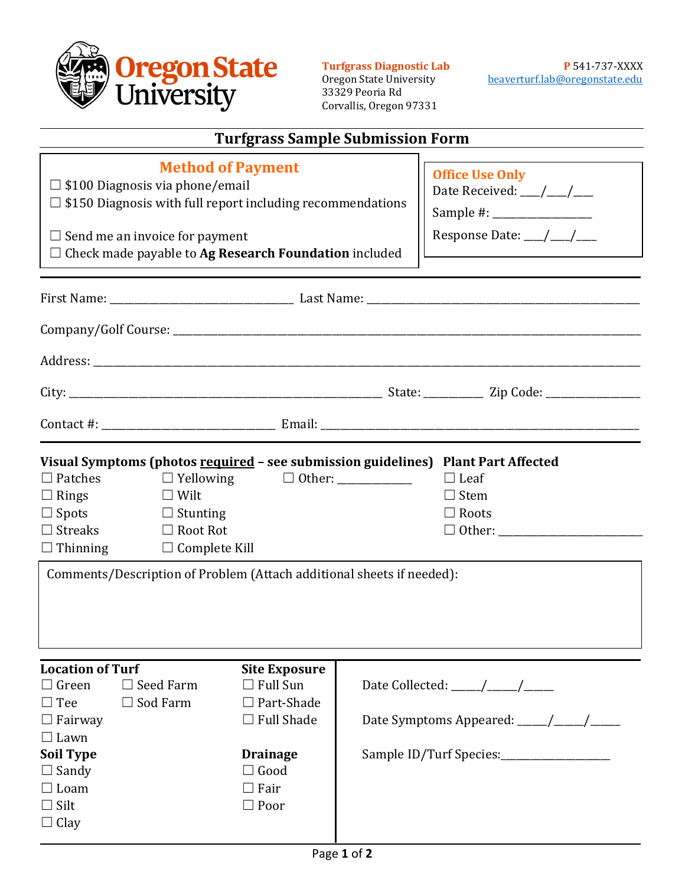**Turfgrass Diagnostic Lab**
Oregon State University
33329 Peoria Rd
Corvallis, Oregon 97331

**P** 541-737-XXXX
beaverturf.lab@oregonstate.edu

# Turfgrass Sample Submission Form

## Method of Payment

☐ $100 Diagnosis via phone/email
☐ $150 Diagnosis with full report including recommendations

☐ Send me an invoice for payment
☐ Check made payable to **Ag Research Foundation** included

## Office Use Only

Date Received: ___/___/___

Sample #: _______________

Response Date: ___/___/___

---

First Name: ____________________________ Last Name: ____________________________________________

Company/Golf Course: ________________________________________________________________________

Address: ____________________________________________________________________________________

City: ________________________________________________ State: ________ Zip Code: ______________

Contact #: ___________________________ Email: ______________________________________________________

---

**Visual Symptoms (photos required – see submission guidelines)**

☐ Patches
☐ Rings
☐ Spots
☐ Streaks
☐ Thinning
☐ Yellowing
☐ Wilt
☐ Stunting
☐ Root Rot
☐ Complete Kill
☐ Other: ___________

**Plant Part Affected**

☐ Leaf
☐ Stem
☐ Roots
☐ Other: ______________________

Comments/Description of Problem (Attach additional sheets if needed):

---

**Location of Turf**

☐ Green
☐ Tee
☐ Fairway
☐ Lawn
☐ Seed Farm
☐ Sod Farm

**Site Exposure**

☐ Full Sun
☐ Part-Shade
☐ Full Shade

**Soil Type**

☐ Sandy
☐ Loam
☐ Silt
☐ Clay

**Drainage**

☐ Good
☐ Fair
☐ Poor

Date Collected: _____/_____/_____

Date Symptoms Appeared: _____/_____/_____

Sample ID/Turf Species:__________________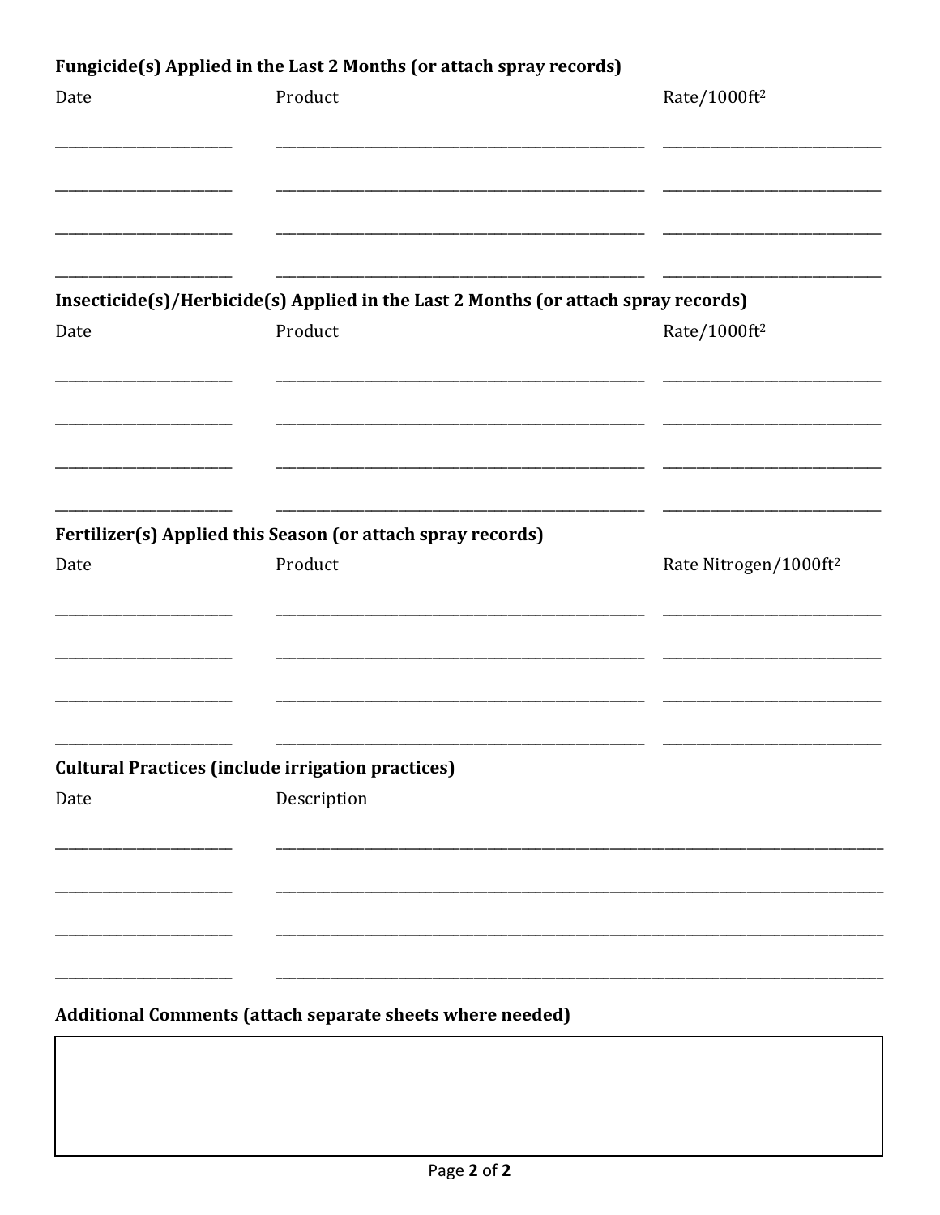**Fungicide(s) Applied in the Last 2 Months (or attach spray records)**

| Date | Product | Rate/1000ft$^2$ |
|---|---|---|
| | | |
| | | |
| | | |
| | | |

**Insecticide(s)/Herbicide(s) Applied in the Last 2 Months (or attach spray records)**

| Date | Product | Rate/1000ft$^2$ |
|---|---|---|
| | | |
| | | |
| | | |
| | | |

**Fertilizer(s) Applied this Season (or attach spray records)**

| Date | Product | Rate Nitrogen/1000ft$^2$ |
|---|---|---|
| | | |
| | | |
| | | |
| | | |

**Cultural Practices (include irrigation practices)**

| Date | Description |
|---|---|
| | |
| | |
| | |
| | |

**Additional Comments (attach separate sheets where needed)**

| |
|---|
| |